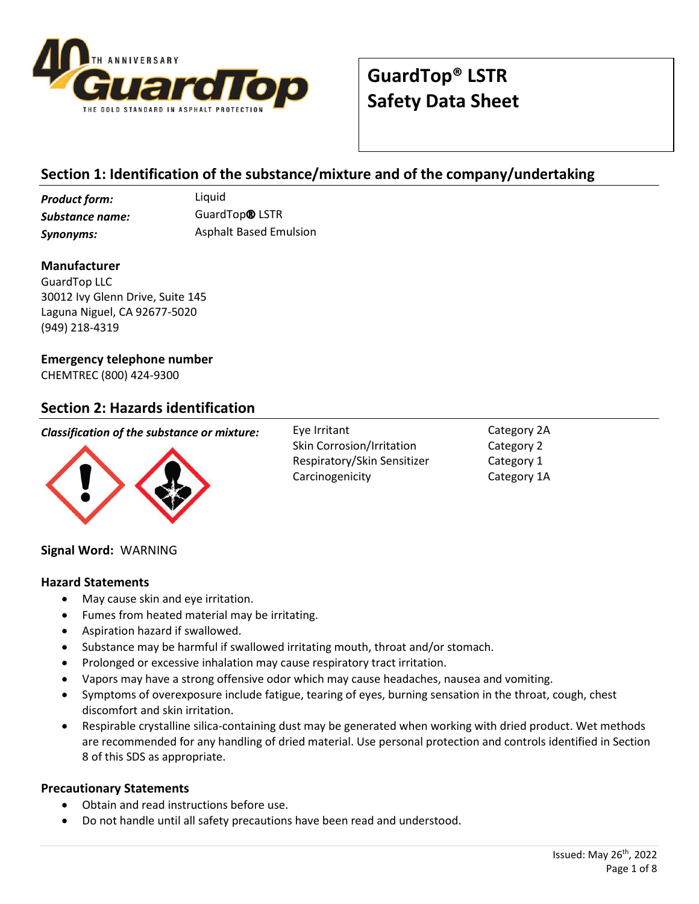# GuardTop® LSTR Safety Data Sheet

## Section 1: Identification of the substance/mixture and of the company/undertaking

| | |
|---|---|
| ***Product form:*** | Liquid |
| ***Substance name:*** | GuardTop® LSTR |
| ***Synonyms:*** | Asphalt Based Emulsion |

**Manufacturer**
GuardTop LLC
30012 Ivy Glenn Drive, Suite 145
Laguna Niguel, CA 92677-5020
(949) 218-4319

**Emergency telephone number**
CHEMTREC (800) 424-9300

## Section 2: Hazards identification

***Classification of the substance or mixture:***

| Hazard | Category |
|---|---|
| Eye Irritant | Category 2A |
| Skin Corrosion/Irritation | Category 2 |
| Respiratory/Skin Sensitizer | Category 1 |
| Carcinogenicity | Category 1A |

**Signal Word:** WARNING

### Hazard Statements

- May cause skin and eye irritation.
- Fumes from heated material may be irritating.
- Aspiration hazard if swallowed.
- Substance may be harmful if swallowed irritating mouth, throat and/or stomach.
- Prolonged or excessive inhalation may cause respiratory tract irritation.
- Vapors may have a strong offensive odor which may cause headaches, nausea and vomiting.
- Symptoms of overexposure include fatigue, tearing of eyes, burning sensation in the throat, cough, chest discomfort and skin irritation.
- Respirable crystalline silica-containing dust may be generated when working with dried product. Wet methods are recommended for any handling of dried material. Use personal protection and controls identified in Section 8 of this SDS as appropriate.

### Precautionary Statements

- Obtain and read instructions before use.
- Do not handle until all safety precautions have been read and understood.

Issued: May 26th, 2022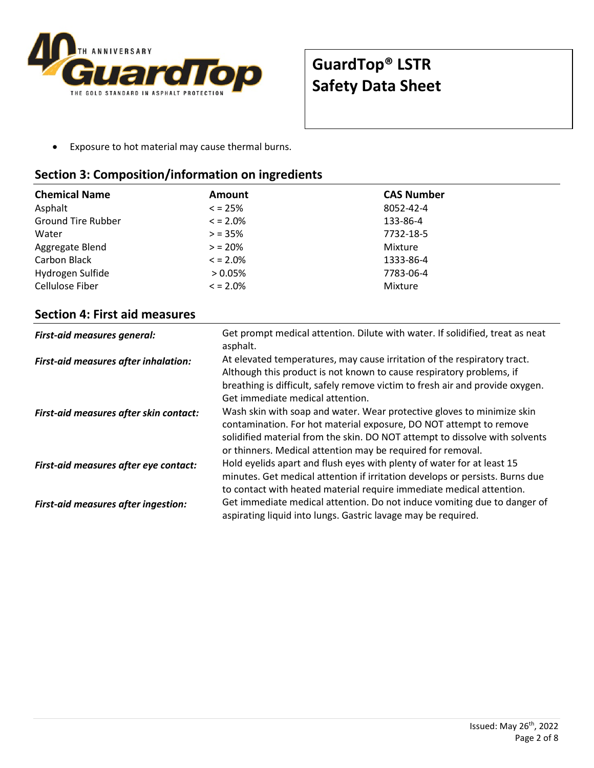- Exposure to hot material may cause thermal burns.

## Section 3: Composition/information on ingredients

| Chemical Name | Amount | CAS Number |
| --- | --- | --- |
| Asphalt | < = 25% | 8052-42-4 |
| Ground Tire Rubber | < = 2.0% | 133-86-4 |
| Water | > = 35% | 7732-18-5 |
| Aggregate Blend | > = 20% | Mixture |
| Carbon Black | < = 2.0% | 1333-86-4 |
| Hydrogen Sulfide | > 0.05% | 7783-06-4 |
| Cellulose Fiber | < = 2.0% | Mixture |

## Section 4: First aid measures

***First-aid measures general:*** Get prompt medical attention. Dilute with water. If solidified, treat as neat asphalt.

***First-aid measures after inhalation:*** At elevated temperatures, may cause irritation of the respiratory tract. Although this product is not known to cause respiratory problems, if breathing is difficult, safely remove victim to fresh air and provide oxygen. Get immediate medical attention.

***First-aid measures after skin contact:*** Wash skin with soap and water. Wear protective gloves to minimize skin contamination. For hot material exposure, DO NOT attempt to remove solidified material from the skin. DO NOT attempt to dissolve with solvents or thinners. Medical attention may be required for removal.

***First-aid measures after eye contact:*** Hold eyelids apart and flush eyes with plenty of water for at least 15 minutes. Get medical attention if irritation develops or persists. Burns due to contact with heated material require immediate medical attention.

***First-aid measures after ingestion:*** Get immediate medical attention. Do not induce vomiting due to danger of aspirating liquid into lungs. Gastric lavage may be required.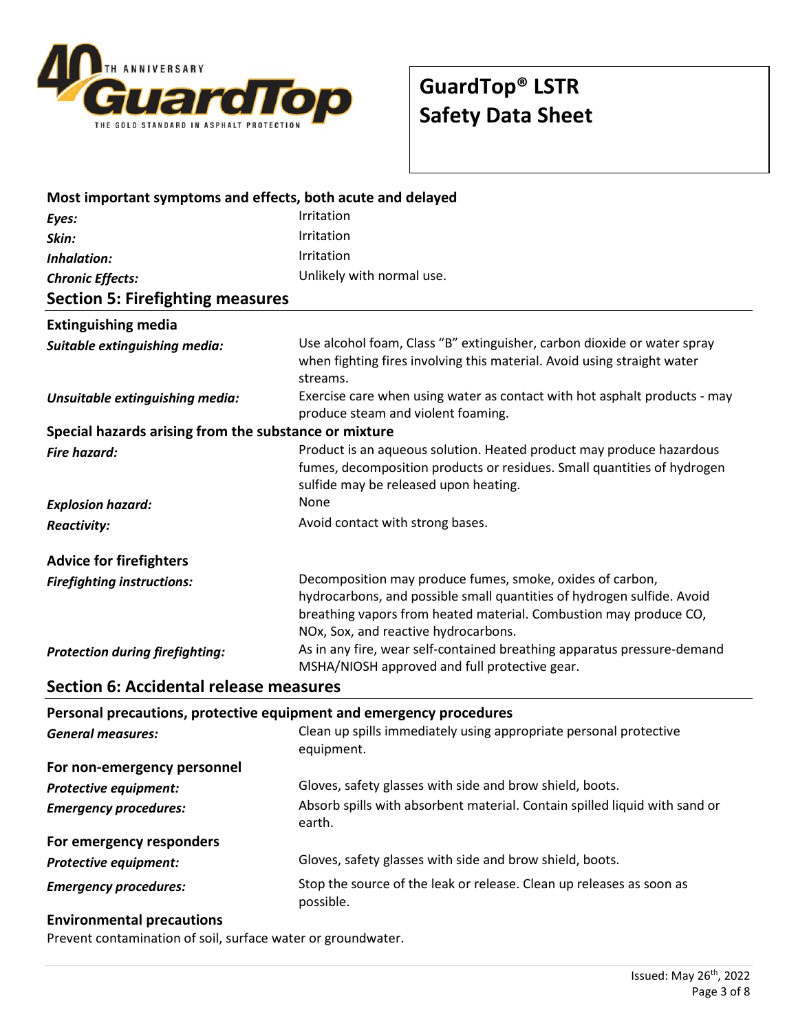### Most important symptoms and effects, both acute and delayed

| | |
|---|---|
| ***Eyes:*** | Irritation |
| ***Skin:*** | Irritation |
| ***Inhalation:*** | Irritation |
| ***Chronic Effects:*** | Unlikely with normal use. |

## Section 5: Firefighting measures

### Extinguishing media

| | |
|---|---|
| ***Suitable extinguishing media:*** | Use alcohol foam, Class "B" extinguisher, carbon dioxide or water spray when fighting fires involving this material. Avoid using straight water streams. |
| ***Unsuitable extinguishing media:*** | Exercise care when using water as contact with hot asphalt products - may produce steam and violent foaming. |

### Special hazards arising from the substance or mixture

| | |
|---|---|
| ***Fire hazard:*** | Product is an aqueous solution. Heated product may produce hazardous fumes, decomposition products or residues. Small quantities of hydrogen sulfide may be released upon heating. |
| ***Explosion hazard:*** | None |
| ***Reactivity:*** | Avoid contact with strong bases. |

### Advice for firefighters

| | |
|---|---|
| ***Firefighting instructions:*** | Decomposition may produce fumes, smoke, oxides of carbon, hydrocarbons, and possible small quantities of hydrogen sulfide. Avoid breathing vapors from heated material. Combustion may produce CO, NOx, Sox, and reactive hydrocarbons. |
| ***Protection during firefighting:*** | As in any fire, wear self-contained breathing apparatus pressure-demand MSHA/NIOSH approved and full protective gear. |

## Section 6: Accidental release measures

### Personal precautions, protective equipment and emergency procedures

| | |
|---|---|
| ***General measures:*** | Clean up spills immediately using appropriate personal protective equipment. |

### For non-emergency personnel

| | |
|---|---|
| ***Protective equipment:*** | Gloves, safety glasses with side and brow shield, boots. |
| ***Emergency procedures:*** | Absorb spills with absorbent material. Contain spilled liquid with sand or earth. |

### For emergency responders

| | |
|---|---|
| ***Protective equipment:*** | Gloves, safety glasses with side and brow shield, boots. |
| ***Emergency procedures:*** | Stop the source of the leak or release. Clean up releases as soon as possible. |

### Environmental precautions

Prevent contamination of soil, surface water or groundwater.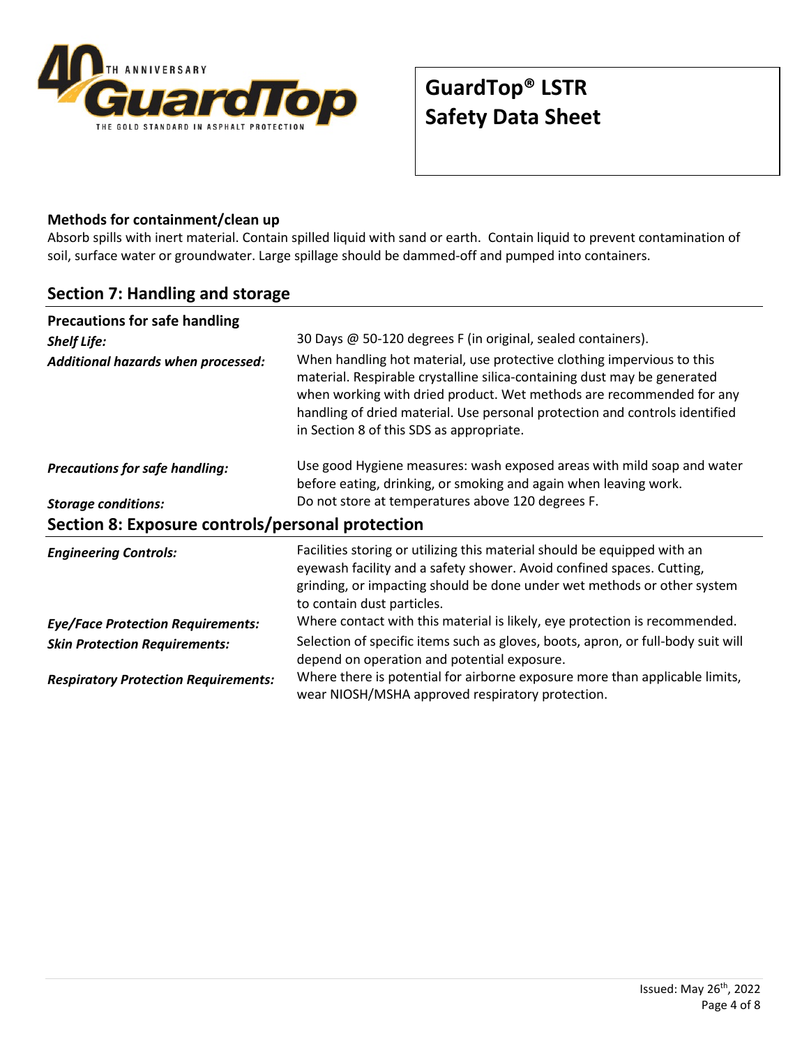### Methods for containment/clean up

Absorb spills with inert material. Contain spilled liquid with sand or earth. Contain liquid to prevent contamination of soil, surface water or groundwater. Large spillage should be dammed-off and pumped into containers.

## Section 7: Handling and storage

**Precautions for safe handling**

***Shelf Life:*** 30 Days @ 50-120 degrees F (in original, sealed containers).

***Additional hazards when processed:*** When handling hot material, use protective clothing impervious to this material. Respirable crystalline silica-containing dust may be generated when working with dried product. Wet methods are recommended for any handling of dried material. Use personal protection and controls identified in Section 8 of this SDS as appropriate.

***Precautions for safe handling:*** Use good Hygiene measures: wash exposed areas with mild soap and water before eating, drinking, or smoking and again when leaving work.

***Storage conditions:*** Do not store at temperatures above 120 degrees F.

## Section 8: Exposure controls/personal protection

***Engineering Controls:*** Facilities storing or utilizing this material should be equipped with an eyewash facility and a safety shower. Avoid confined spaces. Cutting, grinding, or impacting should be done under wet methods or other system to contain dust particles.

***Eye/Face Protection Requirements:*** Where contact with this material is likely, eye protection is recommended.

***Skin Protection Requirements:*** Selection of specific items such as gloves, boots, apron, or full-body suit will depend on operation and potential exposure.

***Respiratory Protection Requirements:*** Where there is potential for airborne exposure more than applicable limits, wear NIOSH/MSHA approved respiratory protection.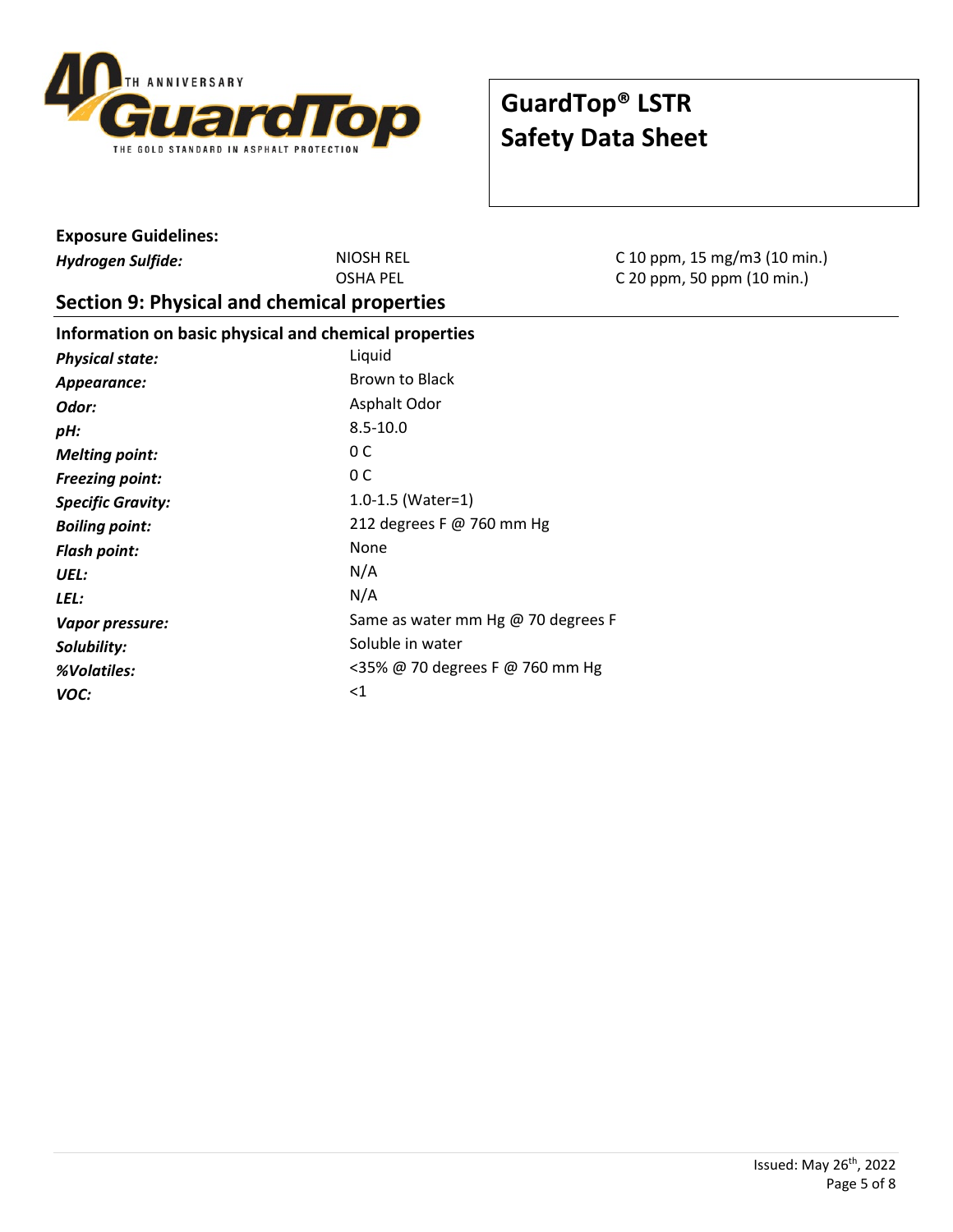**Exposure Guidelines:**

| | | |
|---|---|---|
| ***Hydrogen Sulfide:*** | NIOSH REL | C 10 ppm, 15 mg/m3 (10 min.) |
| | OSHA PEL | C 20 ppm, 50 ppm (10 min.) |

## Section 9: Physical and chemical properties

**Information on basic physical and chemical properties**

| | |
|---|---|
| ***Physical state:*** | Liquid |
| ***Appearance:*** | Brown to Black |
| ***Odor:*** | Asphalt Odor |
| ***pH:*** | 8.5-10.0 |
| ***Melting point:*** | 0 C |
| ***Freezing point:*** | 0 C |
| ***Specific Gravity:*** | 1.0-1.5 (Water=1) |
| ***Boiling point:*** | 212 degrees F @ 760 mm Hg |
| ***Flash point:*** | None |
| ***UEL:*** | N/A |
| ***LEL:*** | N/A |
| ***Vapor pressure:*** | Same as water mm Hg @ 70 degrees F |
| ***Solubility:*** | Soluble in water |
| ***%Volatiles:*** | <35% @ 70 degrees F @ 760 mm Hg |
| ***VOC:*** | <1 |

Issued: May 26th, 2022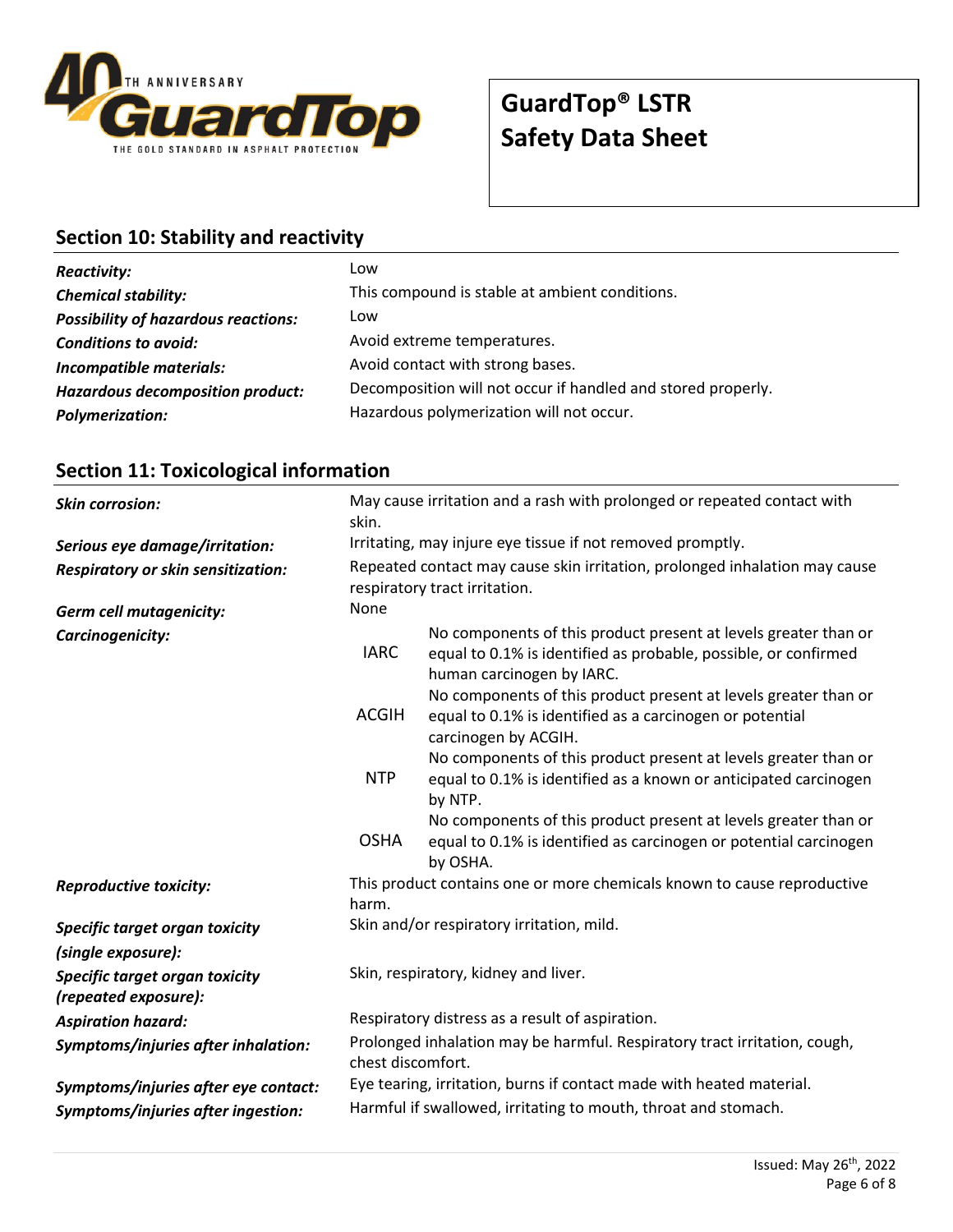## Section 10: Stability and reactivity

| | |
|---|---|
| ***Reactivity:*** | Low |
| ***Chemical stability:*** | This compound is stable at ambient conditions. |
| ***Possibility of hazardous reactions:*** | Low |
| ***Conditions to avoid:*** | Avoid extreme temperatures. |
| ***Incompatible materials:*** | Avoid contact with strong bases. |
| ***Hazardous decomposition product:*** | Decomposition will not occur if handled and stored properly. |
| ***Polymerization:*** | Hazardous polymerization will not occur. |

## Section 11: Toxicological information

| | | |
|---|---|---|
| ***Skin corrosion:*** | May cause irritation and a rash with prolonged or repeated contact with skin. | |
| ***Serious eye damage/irritation:*** | Irritating, may injure eye tissue if not removed promptly. | |
| ***Respiratory or skin sensitization:*** | Repeated contact may cause skin irritation, prolonged inhalation may cause respiratory tract irritation. | |
| ***Germ cell mutagenicity:*** | None | |
| ***Carcinogenicity:*** | IARC | No components of this product present at levels greater than or equal to 0.1% is identified as probable, possible, or confirmed human carcinogen by IARC. |
| | ACGIH | No components of this product present at levels greater than or equal to 0.1% is identified as a carcinogen or potential carcinogen by ACGIH. |
| | NTP | No components of this product present at levels greater than or equal to 0.1% is identified as a known or anticipated carcinogen by NTP. |
| | OSHA | No components of this product present at levels greater than or equal to 0.1% is identified as carcinogen or potential carcinogen by OSHA. |
| ***Reproductive toxicity:*** | This product contains one or more chemicals known to cause reproductive harm. | |
| ***Specific target organ toxicity (single exposure):*** | Skin and/or respiratory irritation, mild. | |
| ***Specific target organ toxicity (repeated exposure):*** | Skin, respiratory, kidney and liver. | |
| ***Aspiration hazard:*** | Respiratory distress as a result of aspiration. | |
| ***Symptoms/injuries after inhalation:*** | Prolonged inhalation may be harmful. Respiratory tract irritation, cough, chest discomfort. | |
| ***Symptoms/injuries after eye contact:*** | Eye tearing, irritation, burns if contact made with heated material. | |
| ***Symptoms/injuries after ingestion:*** | Harmful if swallowed, irritating to mouth, throat and stomach. | |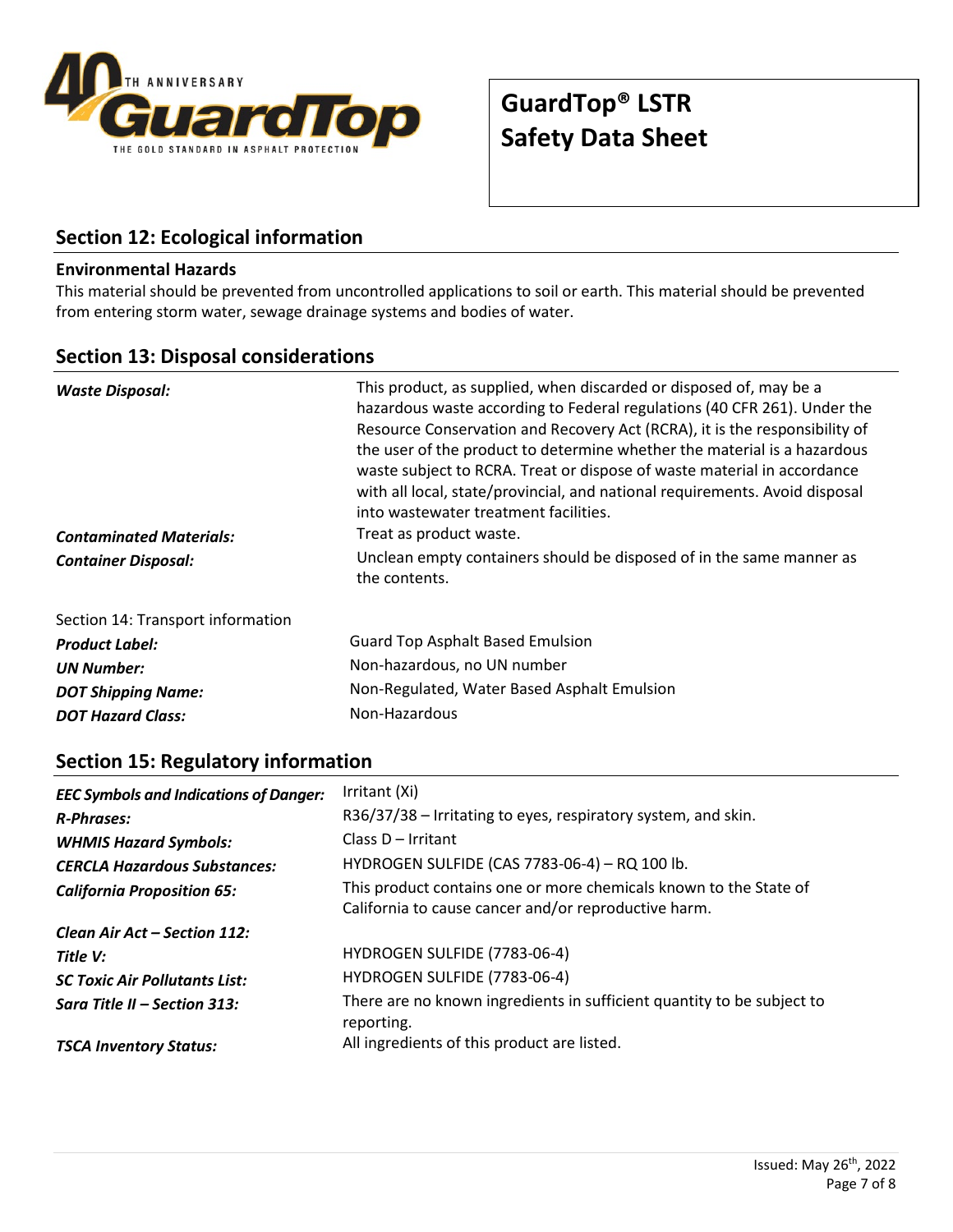## Section 12: Ecological information

**Environmental Hazards**

This material should be prevented from uncontrolled applications to soil or earth. This material should be prevented from entering storm water, sewage drainage systems and bodies of water.

## Section 13: Disposal considerations

| | |
|---|---|
| ***Waste Disposal:*** | This product, as supplied, when discarded or disposed of, may be a hazardous waste according to Federal regulations (40 CFR 261). Under the Resource Conservation and Recovery Act (RCRA), it is the responsibility of the user of the product to determine whether the material is a hazardous waste subject to RCRA. Treat or dispose of waste material in accordance with all local, state/provincial, and national requirements. Avoid disposal into wastewater treatment facilities. |
| ***Contaminated Materials:*** | Treat as product waste. |
| ***Container Disposal:*** | Unclean empty containers should be disposed of in the same manner as the contents. |

Section 14: Transport information

| | |
|---|---|
| ***Product Label:*** | Guard Top Asphalt Based Emulsion |
| ***UN Number:*** | Non-hazardous, no UN number |
| ***DOT Shipping Name:*** | Non-Regulated, Water Based Asphalt Emulsion |
| ***DOT Hazard Class:*** | Non-Hazardous |

## Section 15: Regulatory information

| | |
|---|---|
| ***EEC Symbols and Indications of Danger:*** | Irritant (Xi) |
| ***R-Phrases:*** | R36/37/38 – Irritating to eyes, respiratory system, and skin. |
| ***WHMIS Hazard Symbols:*** | Class D – Irritant |
| ***CERCLA Hazardous Substances:*** | HYDROGEN SULFIDE (CAS 7783-06-4) – RQ 100 lb. |
| ***California Proposition 65:*** | This product contains one or more chemicals known to the State of California to cause cancer and/or reproductive harm. |
| ***Clean Air Act – Section 112:*** | |
| ***Title V:*** | HYDROGEN SULFIDE (7783-06-4) |
| ***SC Toxic Air Pollutants List:*** | HYDROGEN SULFIDE (7783-06-4) |
| ***Sara Title II – Section 313:*** | There are no known ingredients in sufficient quantity to be subject to reporting. |
| ***TSCA Inventory Status:*** | All ingredients of this product are listed. |

Issued: May 26th, 2022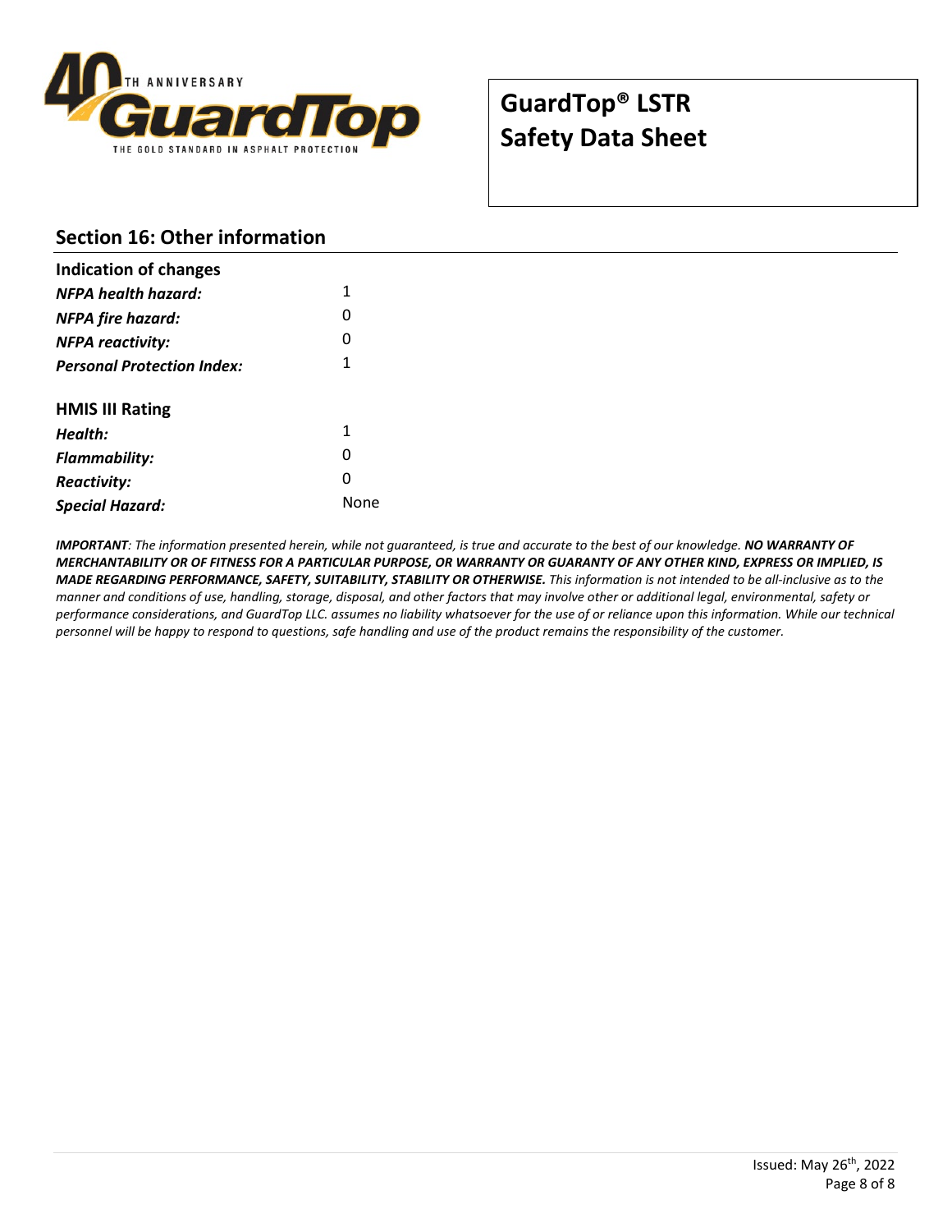# GuardTop® LSTR Safety Data Sheet

## Section 16: Other information

### Indication of changes

| | |
|---|---|
| ***NFPA health hazard:*** | 1 |
| ***NFPA fire hazard:*** | 0 |
| ***NFPA reactivity:*** | 0 |
| ***Personal Protection Index:*** | 1 |

### HMIS III Rating

| | |
|---|---|
| ***Health:*** | 1 |
| ***Flammability:*** | 0 |
| ***Reactivity:*** | 0 |
| ***Special Hazard:*** | None |

***IMPORTANT****: The information presented herein, while not guaranteed, is true and accurate to the best of our knowledge.* ***NO WARRANTY OF MERCHANTABILITY OR OF FITNESS FOR A PARTICULAR PURPOSE, OR WARRANTY OR GUARANTY OF ANY OTHER KIND, EXPRESS OR IMPLIED, IS MADE REGARDING PERFORMANCE, SAFETY, SUITABILITY, STABILITY OR OTHERWISE.*** *This information is not intended to be all-inclusive as to the manner and conditions of use, handling, storage, disposal, and other factors that may involve other or additional legal, environmental, safety or performance considerations, and GuardTop LLC. assumes no liability whatsoever for the use of or reliance upon this information. While our technical personnel will be happy to respond to questions, safe handling and use of the product remains the responsibility of the customer.*

Issued: May 26th, 2022